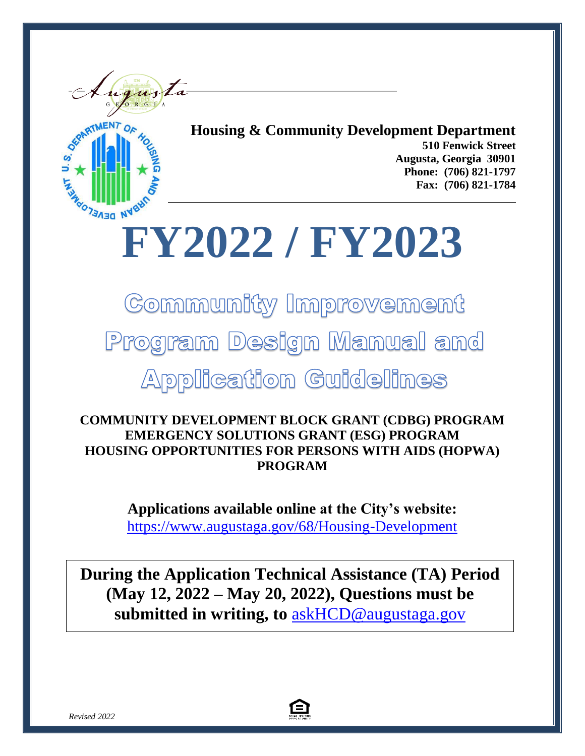Augusta
GEORGIA

**Housing & Community Development Department**

**510 Fenwick Street**
**Augusta, Georgia 30901**
**Phone: (706) 821-1797**
**Fax: (706) 821-1784**

# FY2022 / FY2023

# Community Improvement Program Design Manual and Application Guidelines

**COMMUNITY DEVELOPMENT BLOCK GRANT (CDBG) PROGRAM**
**EMERGENCY SOLUTIONS GRANT (ESG) PROGRAM**
**HOUSING OPPORTUNITIES FOR PERSONS WITH AIDS (HOPWA) PROGRAM**

**Applications available online at the City's website:**
https://www.augustaga.gov/68/Housing-Development

**During the Application Technical Assistance (TA) Period (May 12, 2022 – May 20, 2022), Questions must be submitted in writing, to** askHCD@augustaga.gov

*Revised 2022*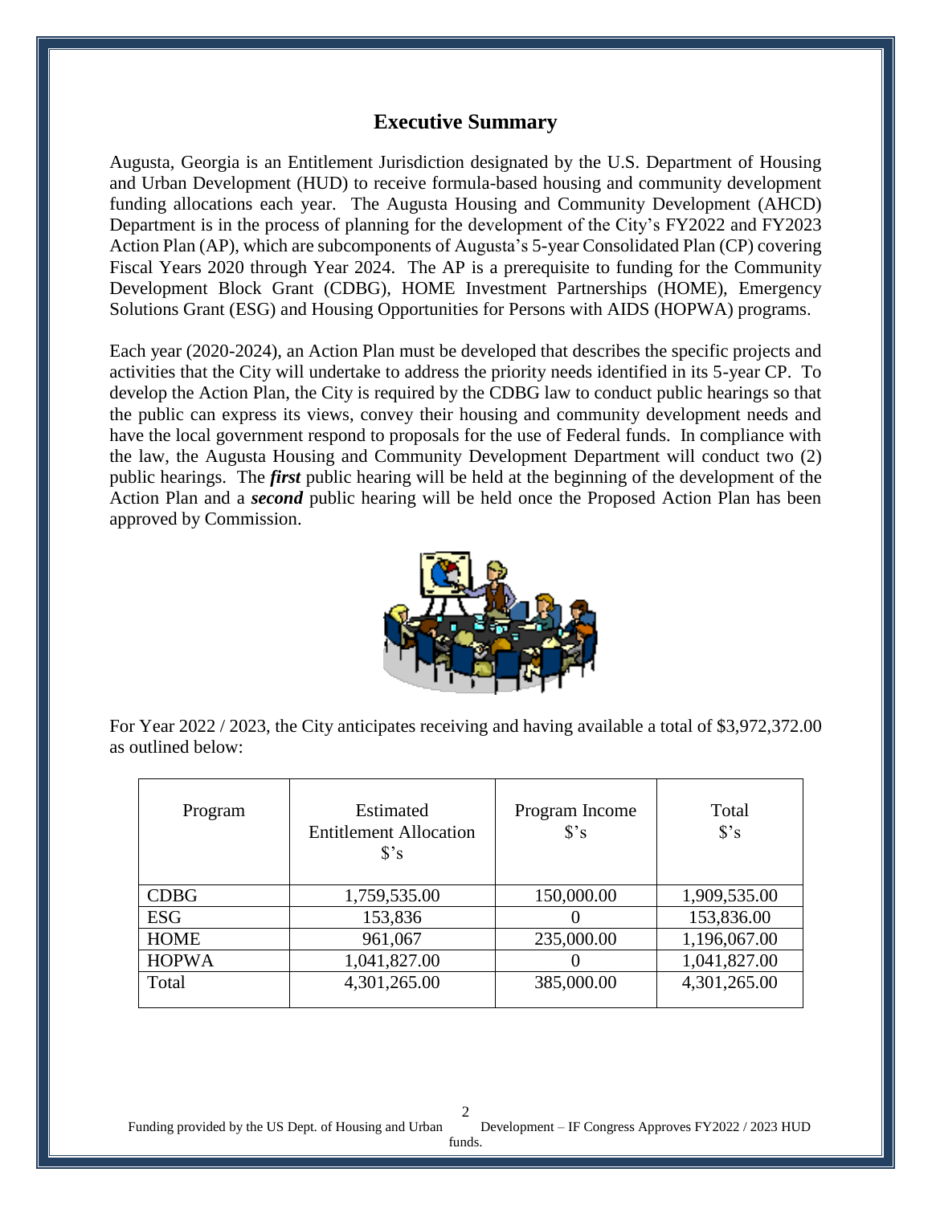# Executive Summary

Augusta, Georgia is an Entitlement Jurisdiction designated by the U.S. Department of Housing and Urban Development (HUD) to receive formula-based housing and community development funding allocations each year. The Augusta Housing and Community Development (AHCD) Department is in the process of planning for the development of the City's FY2022 and FY2023 Action Plan (AP), which are subcomponents of Augusta's 5-year Consolidated Plan (CP) covering Fiscal Years 2020 through Year 2024. The AP is a prerequisite to funding for the Community Development Block Grant (CDBG), HOME Investment Partnerships (HOME), Emergency Solutions Grant (ESG) and Housing Opportunities for Persons with AIDS (HOPWA) programs.

Each year (2020-2024), an Action Plan must be developed that describes the specific projects and activities that the City will undertake to address the priority needs identified in its 5-year CP. To develop the Action Plan, the City is required by the CDBG law to conduct public hearings so that the public can express its views, convey their housing and community development needs and have the local government respond to proposals for the use of Federal funds. In compliance with the law, the Augusta Housing and Community Development Department will conduct two (2) public hearings. The ***first*** public hearing will be held at the beginning of the development of the Action Plan and a ***second*** public hearing will be held once the Proposed Action Plan has been approved by Commission.

For Year 2022 / 2023, the City anticipates receiving and having available a total of $3,972,372.00 as outlined below:

| Program | Estimated Entitlement Allocation $'s | Program Income $'s | Total $'s |
|---|---|---|---|
| CDBG | 1,759,535.00 | 150,000.00 | 1,909,535.00 |
| ESG | 153,836 | 0 | 153,836.00 |
| HOME | 961,067 | 235,000.00 | 1,196,067.00 |
| HOPWA | 1,041,827.00 | 0 | 1,041,827.00 |
| Total | 4,301,265.00 | 385,000.00 | 4,301,265.00 |

Funding provided by the US Dept. of Housing and Urban Development – IF Congress Approves FY2022 / 2023 HUD funds.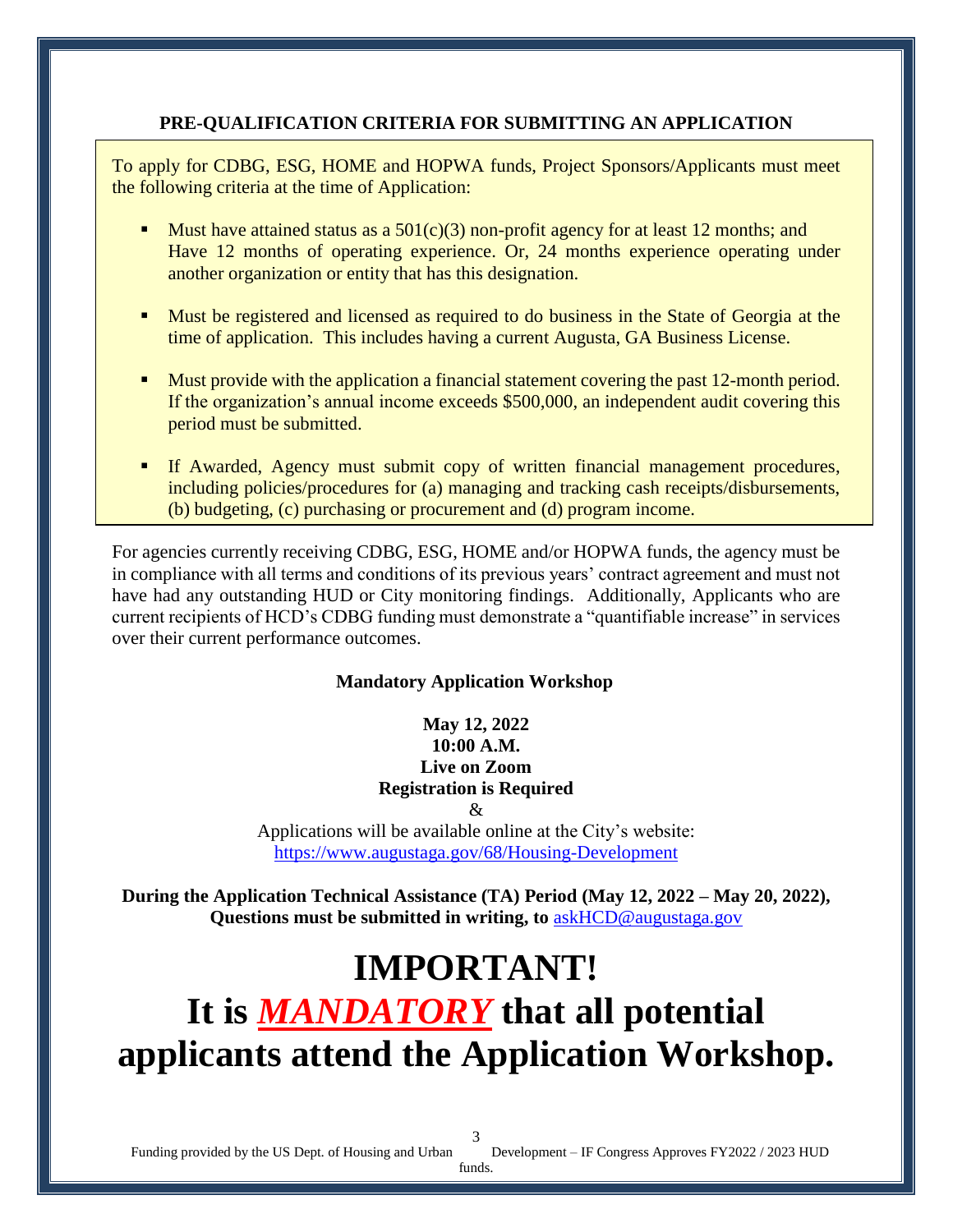## PRE-QUALIFICATION CRITERIA FOR SUBMITTING AN APPLICATION

To apply for CDBG, ESG, HOME and HOPWA funds, Project Sponsors/Applicants must meet the following criteria at the time of Application:

- Must have attained status as a 501(c)(3) non-profit agency for at least 12 months; and Have 12 months of operating experience. Or, 24 months experience operating under another organization or entity that has this designation.
- Must be registered and licensed as required to do business in the State of Georgia at the time of application. This includes having a current Augusta, GA Business License.
- Must provide with the application a financial statement covering the past 12-month period. If the organization's annual income exceeds $500,000, an independent audit covering this period must be submitted.
- If Awarded, Agency must submit copy of written financial management procedures, including policies/procedures for (a) managing and tracking cash receipts/disbursements, (b) budgeting, (c) purchasing or procurement and (d) program income.

For agencies currently receiving CDBG, ESG, HOME and/or HOPWA funds, the agency must be in compliance with all terms and conditions of its previous years' contract agreement and must not have had any outstanding HUD or City monitoring findings. Additionally, Applicants who are current recipients of HCD's CDBG funding must demonstrate a "quantifiable increase" in services over their current performance outcomes.

**Mandatory Application Workshop**

**May 12, 2022**
**10:00 A.M.**
**Live on Zoom**
**Registration is Required**
&
Applications will be available online at the City's website:
https://www.augustaga.gov/68/Housing-Development

**During the Application Technical Assistance (TA) Period (May 12, 2022 – May 20, 2022), Questions must be submitted in writing, to** askHCD@augustaga.gov

# IMPORTANT!

# It is ***MANDATORY*** that all potential applicants attend the Application Workshop.

Funding provided by the US Dept. of Housing and Urban Development – IF Congress Approves FY2022 / 2023 HUD funds.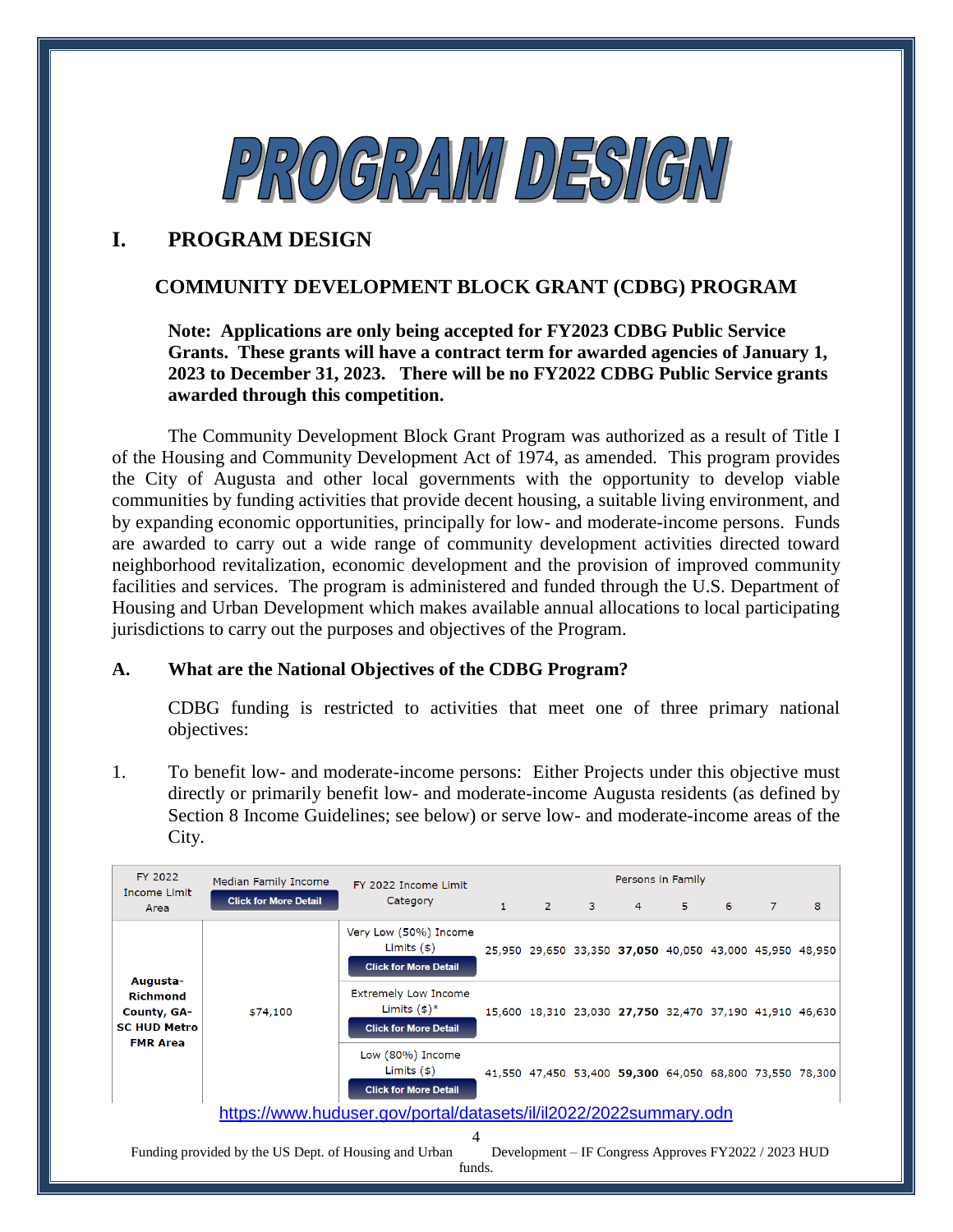# PROGRAM DESIGN

## I. PROGRAM DESIGN

### COMMUNITY DEVELOPMENT BLOCK GRANT (CDBG) PROGRAM

**Note: Applications are only being accepted for FY2023 CDBG Public Service Grants. These grants will have a contract term for awarded agencies of January 1, 2023 to December 31, 2023. There will be no FY2022 CDBG Public Service grants awarded through this competition.**

The Community Development Block Grant Program was authorized as a result of Title I of the Housing and Community Development Act of 1974, as amended. This program provides the City of Augusta and other local governments with the opportunity to develop viable communities by funding activities that provide decent housing, a suitable living environment, and by expanding economic opportunities, principally for low- and moderate-income persons. Funds are awarded to carry out a wide range of community development activities directed toward neighborhood revitalization, economic development and the provision of improved community facilities and services. The program is administered and funded through the U.S. Department of Housing and Urban Development which makes available annual allocations to local participating jurisdictions to carry out the purposes and objectives of the Program.

### A. What are the National Objectives of the CDBG Program?

CDBG funding is restricted to activities that meet one of three primary national objectives:

1. To benefit low- and moderate-income persons: Either Projects under this objective must directly or primarily benefit low- and moderate-income Augusta residents (as defined by Section 8 Income Guidelines; see below) or serve low- and moderate-income areas of the City.

| FY 2022 Income Limit Area | Median Family Income (Click for More Detail) | FY 2022 Income Limit Category | Persons in Family | | | | | | | |
|---|---|---|---|---|---|---|---|---|---|---|
| | | | 1 | 2 | 3 | 4 | 5 | 6 | 7 | 8 |
| **Augusta-Richmond County, GA-SC HUD Metro FMR Area** | $74,100 | Very Low (50%) Income Limits ($) (Click for More Detail) | 25,950 | 29,650 | 33,350 | **37,050** | 40,050 | 43,000 | 45,950 | 48,950 |
| | | Extremely Low Income Limits ($)* (Click for More Detail) | 15,600 | 18,310 | 23,030 | **27,750** | 32,470 | 37,190 | 41,910 | 46,630 |
| | | Low (80%) Income Limits ($) (Click for More Detail) | 41,550 | 47,450 | 53,400 | **59,300** | 64,050 | 68,800 | 73,550 | 78,300 |

https://www.huduser.gov/portal/datasets/il/il2022/2022summary.odn

Funding provided by the US Dept. of Housing and Urban Development – IF Congress Approves FY2022 / 2023 HUD funds.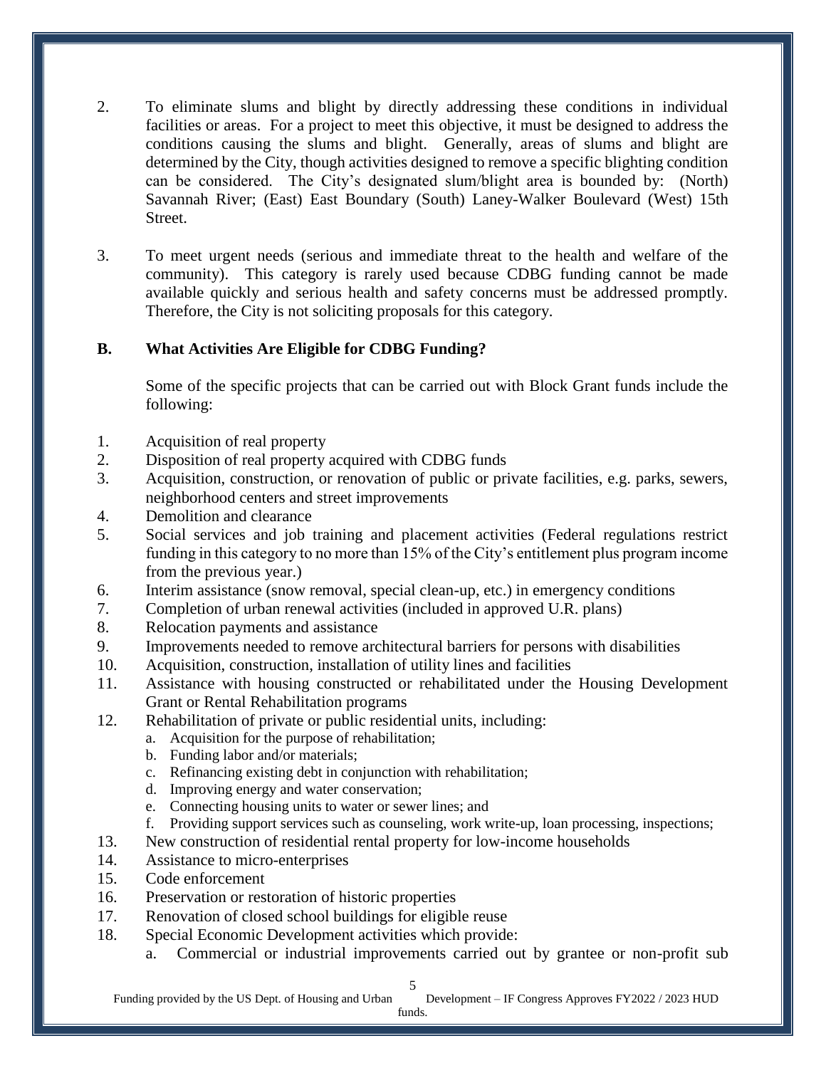2. To eliminate slums and blight by directly addressing these conditions in individual facilities or areas. For a project to meet this objective, it must be designed to address the conditions causing the slums and blight. Generally, areas of slums and blight are determined by the City, though activities designed to remove a specific blighting condition can be considered. The City's designated slum/blight area is bounded by: (North) Savannah River; (East) East Boundary (South) Laney-Walker Boulevard (West) 15th Street.

3. To meet urgent needs (serious and immediate threat to the health and welfare of the community). This category is rarely used because CDBG funding cannot be made available quickly and serious health and safety concerns must be addressed promptly. Therefore, the City is not soliciting proposals for this category.

### B. What Activities Are Eligible for CDBG Funding?

Some of the specific projects that can be carried out with Block Grant funds include the following:

1. Acquisition of real property
2. Disposition of real property acquired with CDBG funds
3. Acquisition, construction, or renovation of public or private facilities, e.g. parks, sewers, neighborhood centers and street improvements
4. Demolition and clearance
5. Social services and job training and placement activities (Federal regulations restrict funding in this category to no more than 15% of the City's entitlement plus program income from the previous year.)
6. Interim assistance (snow removal, special clean-up, etc.) in emergency conditions
7. Completion of urban renewal activities (included in approved U.R. plans)
8. Relocation payments and assistance
9. Improvements needed to remove architectural barriers for persons with disabilities
10. Acquisition, construction, installation of utility lines and facilities
11. Assistance with housing constructed or rehabilitated under the Housing Development Grant or Rental Rehabilitation programs
12. Rehabilitation of private or public residential units, including:
    a. Acquisition for the purpose of rehabilitation;
    b. Funding labor and/or materials;
    c. Refinancing existing debt in conjunction with rehabilitation;
    d. Improving energy and water conservation;
    e. Connecting housing units to water or sewer lines; and
    f. Providing support services such as counseling, work write-up, loan processing, inspections;
13. New construction of residential rental property for low-income households
14. Assistance to micro-enterprises
15. Code enforcement
16. Preservation or restoration of historic properties
17. Renovation of closed school buildings for eligible reuse
18. Special Economic Development activities which provide:
    a. Commercial or industrial improvements carried out by grantee or non-profit sub

Funding provided by the US Dept. of Housing and Urban Development – IF Congress Approves FY2022 / 2023 HUD funds.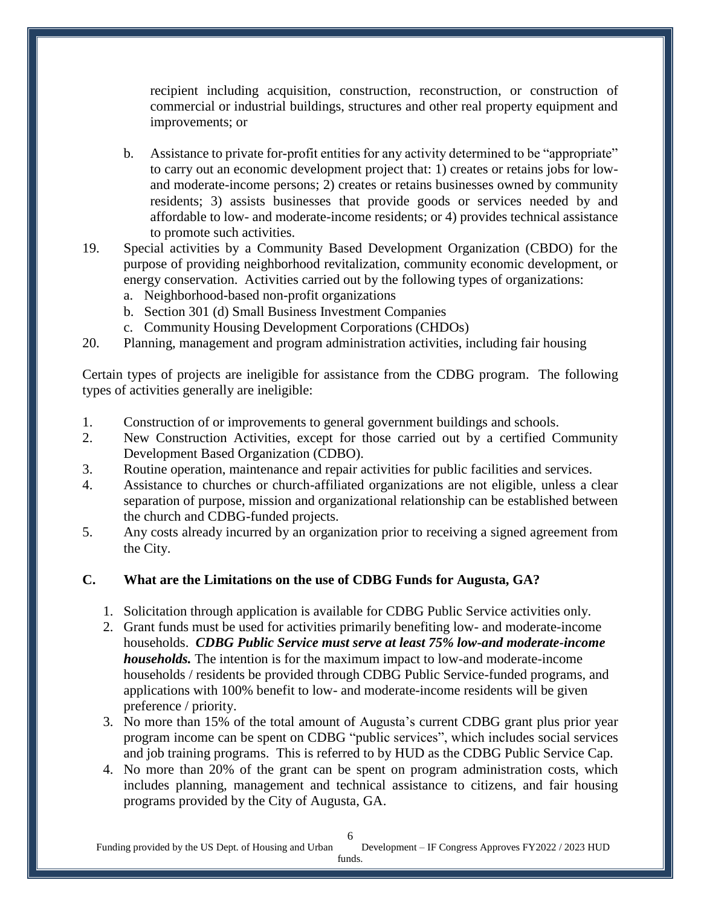recipient including acquisition, construction, reconstruction, or construction of commercial or industrial buildings, structures and other real property equipment and improvements; or

b. Assistance to private for-profit entities for any activity determined to be "appropriate" to carry out an economic development project that: 1) creates or retains jobs for low- and moderate-income persons; 2) creates or retains businesses owned by community residents; 3) assists businesses that provide goods or services needed by and affordable to low- and moderate-income residents; or 4) provides technical assistance to promote such activities.

19. Special activities by a Community Based Development Organization (CBDO) for the purpose of providing neighborhood revitalization, community economic development, or energy conservation. Activities carried out by the following types of organizations:
    a. Neighborhood-based non-profit organizations
    b. Section 301 (d) Small Business Investment Companies
    c. Community Housing Development Corporations (CHDOs)
20. Planning, management and program administration activities, including fair housing

Certain types of projects are ineligible for assistance from the CDBG program. The following types of activities generally are ineligible:

1. Construction of or improvements to general government buildings and schools.
2. New Construction Activities, except for those carried out by a certified Community Development Based Organization (CDBO).
3. Routine operation, maintenance and repair activities for public facilities and services.
4. Assistance to churches or church-affiliated organizations are not eligible, unless a clear separation of purpose, mission and organizational relationship can be established between the church and CDBG-funded projects.
5. Any costs already incurred by an organization prior to receiving a signed agreement from the City.

## C. What are the Limitations on the use of CDBG Funds for Augusta, GA?

1. Solicitation through application is available for CDBG Public Service activities only.
2. Grant funds must be used for activities primarily benefiting low- and moderate-income households. ***CDBG Public Service must serve at least 75% low-and moderate-income households.*** The intention is for the maximum impact to low-and moderate-income households / residents be provided through CDBG Public Service-funded programs, and applications with 100% benefit to low- and moderate-income residents will be given preference / priority.
3. No more than 15% of the total amount of Augusta's current CDBG grant plus prior year program income can be spent on CDBG "public services", which includes social services and job training programs. This is referred to by HUD as the CDBG Public Service Cap.
4. No more than 20% of the grant can be spent on program administration costs, which includes planning, management and technical assistance to citizens, and fair housing programs provided by the City of Augusta, GA.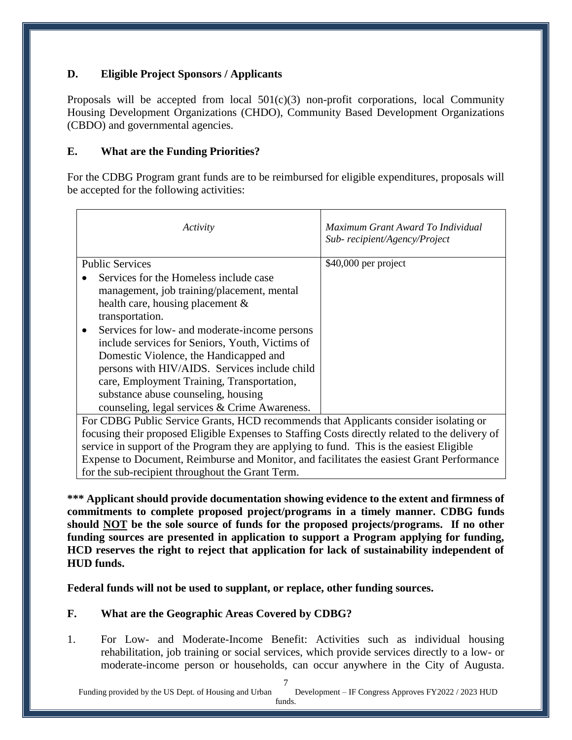## D. Eligible Project Sponsors / Applicants

Proposals will be accepted from local 501(c)(3) non-profit corporations, local Community Housing Development Organizations (CHDO), Community Based Development Organizations (CBDO) and governmental agencies.

## E. What are the Funding Priorities?

For the CDBG Program grant funds are to be reimbursed for eligible expenditures, proposals will be accepted for the following activities:

| *Activity* | *Maximum Grant Award To Individual Sub- recipient/Agency/Project* |
|---|---|
| Public Services<br>• Services for the Homeless include case management, job training/placement, mental health care, housing placement & transportation.<br>• Services for low- and moderate-income persons include services for Seniors, Youth, Victims of Domestic Violence, the Handicapped and persons with HIV/AIDS. Services include child care, Employment Training, Transportation, substance abuse counseling, housing counseling, legal services & Crime Awareness. | $40,000 per project |
| For CDBG Public Service Grants, HCD recommends that Applicants consider isolating or focusing their proposed Eligible Expenses to Staffing Costs directly related to the delivery of service in support of the Program they are applying to fund. This is the easiest Eligible Expense to Document, Reimburse and Monitor, and facilitates the easiest Grant Performance for the sub-recipient throughout the Grant Term. | |

**\*\*\* Applicant should provide documentation showing evidence to the extent and firmness of commitments to complete proposed project/programs in a timely manner. CDBG funds should <u>NOT</u> be the sole source of funds for the proposed projects/programs. If no other funding sources are presented in application to support a Program applying for funding, HCD reserves the right to reject that application for lack of sustainability independent of HUD funds.**

**Federal funds will not be used to supplant, or replace, other funding sources.**

## F. What are the Geographic Areas Covered by CDBG?

1. For Low- and Moderate-Income Benefit: Activities such as individual housing rehabilitation, job training or social services, which provide services directly to a low- or moderate-income person or households, can occur anywhere in the City of Augusta.

Funding provided by the US Dept. of Housing and Urban Development – IF Congress Approves FY2022 / 2023 HUD funds.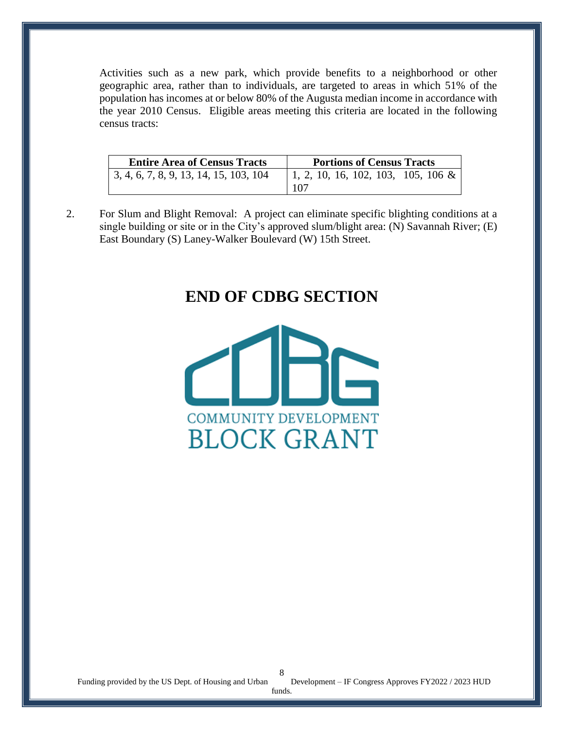Activities such as a new park, which provide benefits to a neighborhood or other geographic area, rather than to individuals, are targeted to areas in which 51% of the population has incomes at or below 80% of the Augusta median income in accordance with the year 2010 Census. Eligible areas meeting this criteria are located in the following census tracts:

| Entire Area of Census Tracts | Portions of Census Tracts |
|---|---|
| 3, 4, 6, 7, 8, 9, 13, 14, 15, 103, 104 | 1, 2, 10, 16, 102, 103, 105, 106 & 107 |

2. For Slum and Blight Removal: A project can eliminate specific blighting conditions at a single building or site or in the City's approved slum/blight area: (N) Savannah River; (E) East Boundary (S) Laney-Walker Boulevard (W) 15th Street.

# END OF CDBG SECTION

COMMUNITY DEVELOPMENT BLOCK GRANT

Funding provided by the US Dept. of Housing and Urban Development – IF Congress Approves FY2022 / 2023 HUD funds.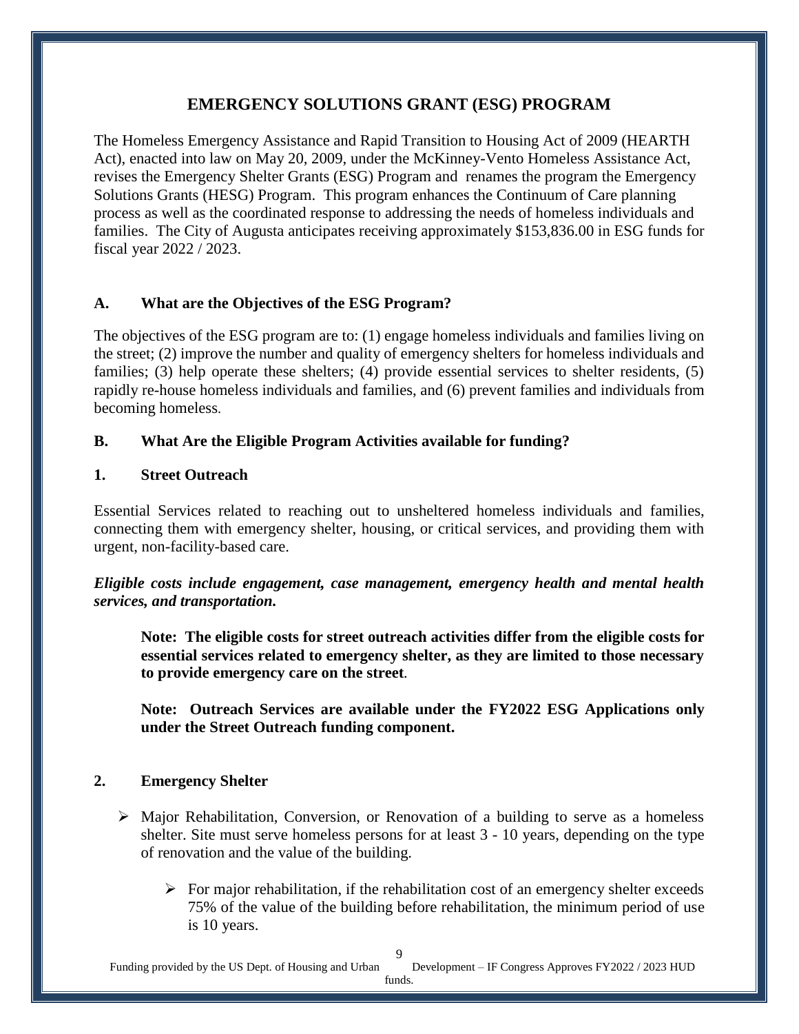# EMERGENCY SOLUTIONS GRANT (ESG) PROGRAM

The Homeless Emergency Assistance and Rapid Transition to Housing Act of 2009 (HEARTH Act), enacted into law on May 20, 2009, under the McKinney-Vento Homeless Assistance Act, revises the Emergency Shelter Grants (ESG) Program and renames the program the Emergency Solutions Grants (HESG) Program. This program enhances the Continuum of Care planning process as well as the coordinated response to addressing the needs of homeless individuals and families. The City of Augusta anticipates receiving approximately $153,836.00 in ESG funds for fiscal year 2022 / 2023.

## A. What are the Objectives of the ESG Program?

The objectives of the ESG program are to: (1) engage homeless individuals and families living on the street; (2) improve the number and quality of emergency shelters for homeless individuals and families; (3) help operate these shelters; (4) provide essential services to shelter residents, (5) rapidly re-house homeless individuals and families, and (6) prevent families and individuals from becoming homeless.

## B. What Are the Eligible Program Activities available for funding?

### 1. Street Outreach

Essential Services related to reaching out to unsheltered homeless individuals and families, connecting them with emergency shelter, housing, or critical services, and providing them with urgent, non-facility-based care.

***Eligible costs include engagement, case management, emergency health and mental health services, and transportation.***

> **Note: The eligible costs for street outreach activities differ from the eligible costs for essential services related to emergency shelter, as they are limited to those necessary to provide emergency care on the street**.
>
> **Note: Outreach Services are available under the FY2022 ESG Applications only under the Street Outreach funding component.**

### 2. Emergency Shelter

- Major Rehabilitation, Conversion, or Renovation of a building to serve as a homeless shelter. Site must serve homeless persons for at least 3 - 10 years, depending on the type of renovation and the value of the building.
  - For major rehabilitation, if the rehabilitation cost of an emergency shelter exceeds 75% of the value of the building before rehabilitation, the minimum period of use is 10 years.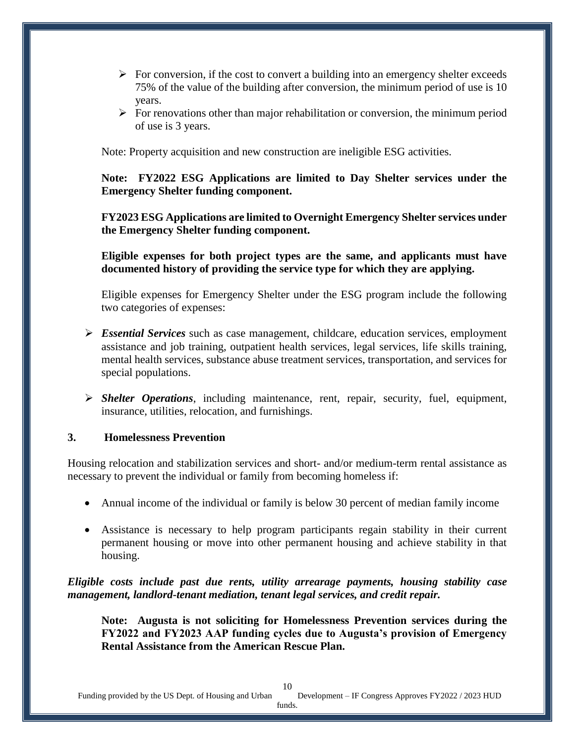- For conversion, if the cost to convert a building into an emergency shelter exceeds 75% of the value of the building after conversion, the minimum period of use is 10 years.
- For renovations other than major rehabilitation or conversion, the minimum period of use is 3 years.

Note: Property acquisition and new construction are ineligible ESG activities.

**Note: FY2022 ESG Applications are limited to Day Shelter services under the Emergency Shelter funding component.**

**FY2023 ESG Applications are limited to Overnight Emergency Shelter services under the Emergency Shelter funding component.**

**Eligible expenses for both project types are the same, and applicants must have documented history of providing the service type for which they are applying.**

Eligible expenses for Emergency Shelter under the ESG program include the following two categories of expenses:

- ***Essential Services*** such as case management, childcare, education services, employment assistance and job training, outpatient health services, legal services, life skills training, mental health services, substance abuse treatment services, transportation, and services for special populations.

- ***Shelter Operations***, including maintenance, rent, repair, security, fuel, equipment, insurance, utilities, relocation, and furnishings.

### 3. Homelessness Prevention

Housing relocation and stabilization services and short- and/or medium-term rental assistance as necessary to prevent the individual or family from becoming homeless if:

- Annual income of the individual or family is below 30 percent of median family income
- Assistance is necessary to help program participants regain stability in their current permanent housing or move into other permanent housing and achieve stability in that housing.

***Eligible costs include past due rents, utility arrearage payments, housing stability case management, landlord-tenant mediation, tenant legal services, and credit repair.***

**Note: Augusta is not soliciting for Homelessness Prevention services during the FY2022 and FY2023 AAP funding cycles due to Augusta's provision of Emergency Rental Assistance from the American Rescue Plan.**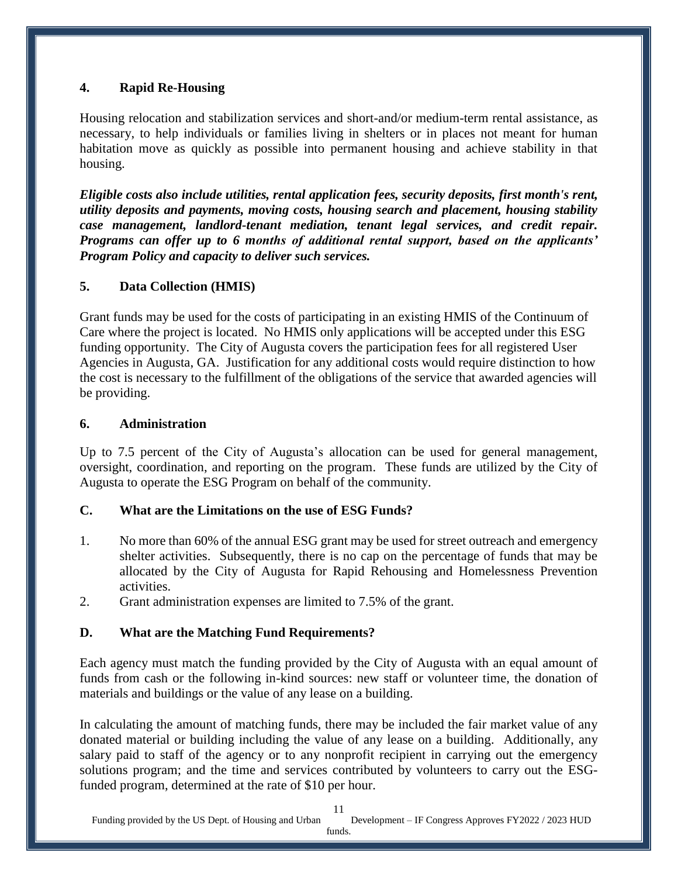### 4. Rapid Re-Housing

Housing relocation and stabilization services and short-and/or medium-term rental assistance, as necessary, to help individuals or families living in shelters or in places not meant for human habitation move as quickly as possible into permanent housing and achieve stability in that housing.

***Eligible costs also include utilities, rental application fees, security deposits, first month's rent, utility deposits and payments, moving costs, housing search and placement, housing stability case management, landlord-tenant mediation, tenant legal services, and credit repair. Programs can offer up to 6 months of additional rental support, based on the applicants' Program Policy and capacity to deliver such services.***

### 5. Data Collection (HMIS)

Grant funds may be used for the costs of participating in an existing HMIS of the Continuum of Care where the project is located. No HMIS only applications will be accepted under this ESG funding opportunity. The City of Augusta covers the participation fees for all registered User Agencies in Augusta, GA. Justification for any additional costs would require distinction to how the cost is necessary to the fulfillment of the obligations of the service that awarded agencies will be providing.

### 6. Administration

Up to 7.5 percent of the City of Augusta's allocation can be used for general management, oversight, coordination, and reporting on the program. These funds are utilized by the City of Augusta to operate the ESG Program on behalf of the community.

## C. What are the Limitations on the use of ESG Funds?

1. No more than 60% of the annual ESG grant may be used for street outreach and emergency shelter activities. Subsequently, there is no cap on the percentage of funds that may be allocated by the City of Augusta for Rapid Rehousing and Homelessness Prevention activities.
2. Grant administration expenses are limited to 7.5% of the grant.

## D. What are the Matching Fund Requirements?

Each agency must match the funding provided by the City of Augusta with an equal amount of funds from cash or the following in-kind sources: new staff or volunteer time, the donation of materials and buildings or the value of any lease on a building.

In calculating the amount of matching funds, there may be included the fair market value of any donated material or building including the value of any lease on a building. Additionally, any salary paid to staff of the agency or to any nonprofit recipient in carrying out the emergency solutions program; and the time and services contributed by volunteers to carry out the ESG-funded program, determined at the rate of $10 per hour.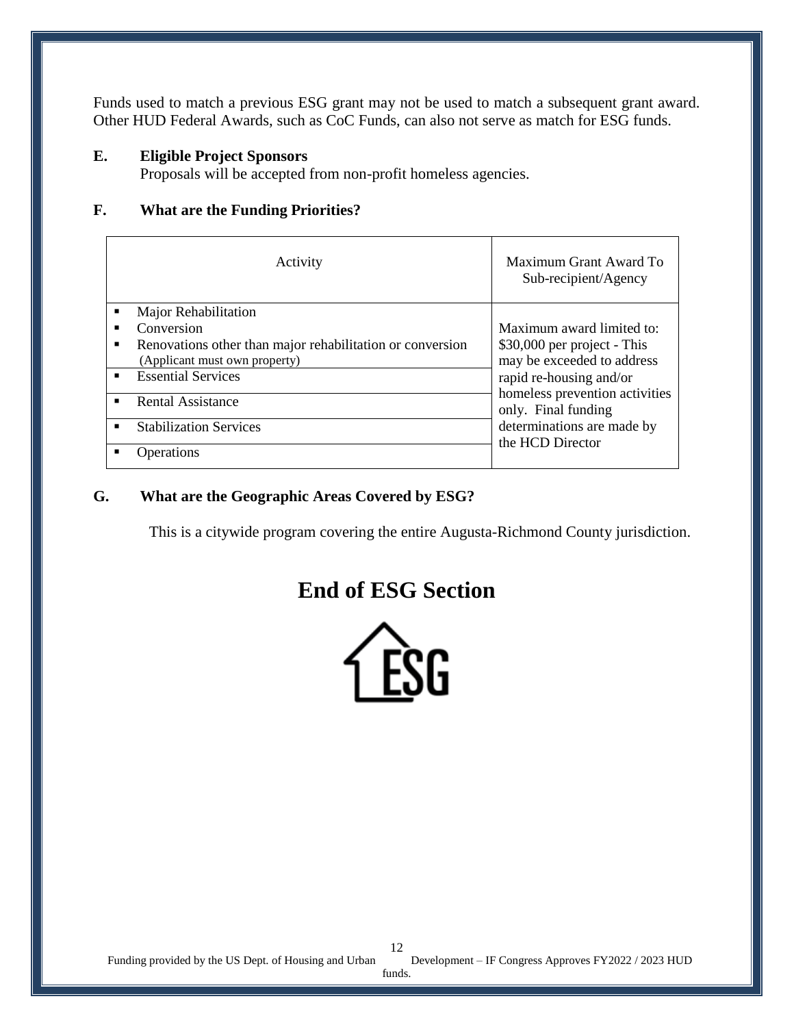Funds used to match a previous ESG grant may not be used to match a subsequent grant award. Other HUD Federal Awards, such as CoC Funds, can also not serve as match for ESG funds.

**E. Eligible Project Sponsors**

Proposals will be accepted from non-profit homeless agencies.

**F. What are the Funding Priorities?**

| Activity | Maximum Grant Award To Sub-recipient/Agency |
|---|---|
| ▪ Major Rehabilitation<br>▪ Conversion<br>▪ Renovations other than major rehabilitation or conversion (Applicant must own property) | Maximum award limited to: \$30,000 per project - This may be exceeded to address rapid re-housing and/or homeless prevention activities only. Final funding determinations are made by the HCD Director |
| ▪ Essential Services | |
| ▪ Rental Assistance | |
| ▪ Stabilization Services | |
| ▪ Operations | |

**G. What are the Geographic Areas Covered by ESG?**

This is a citywide program covering the entire Augusta-Richmond County jurisdiction.

# End of ESG Section

Funding provided by the US Dept. of Housing and Urban Development – IF Congress Approves FY2022 / 2023 HUD funds.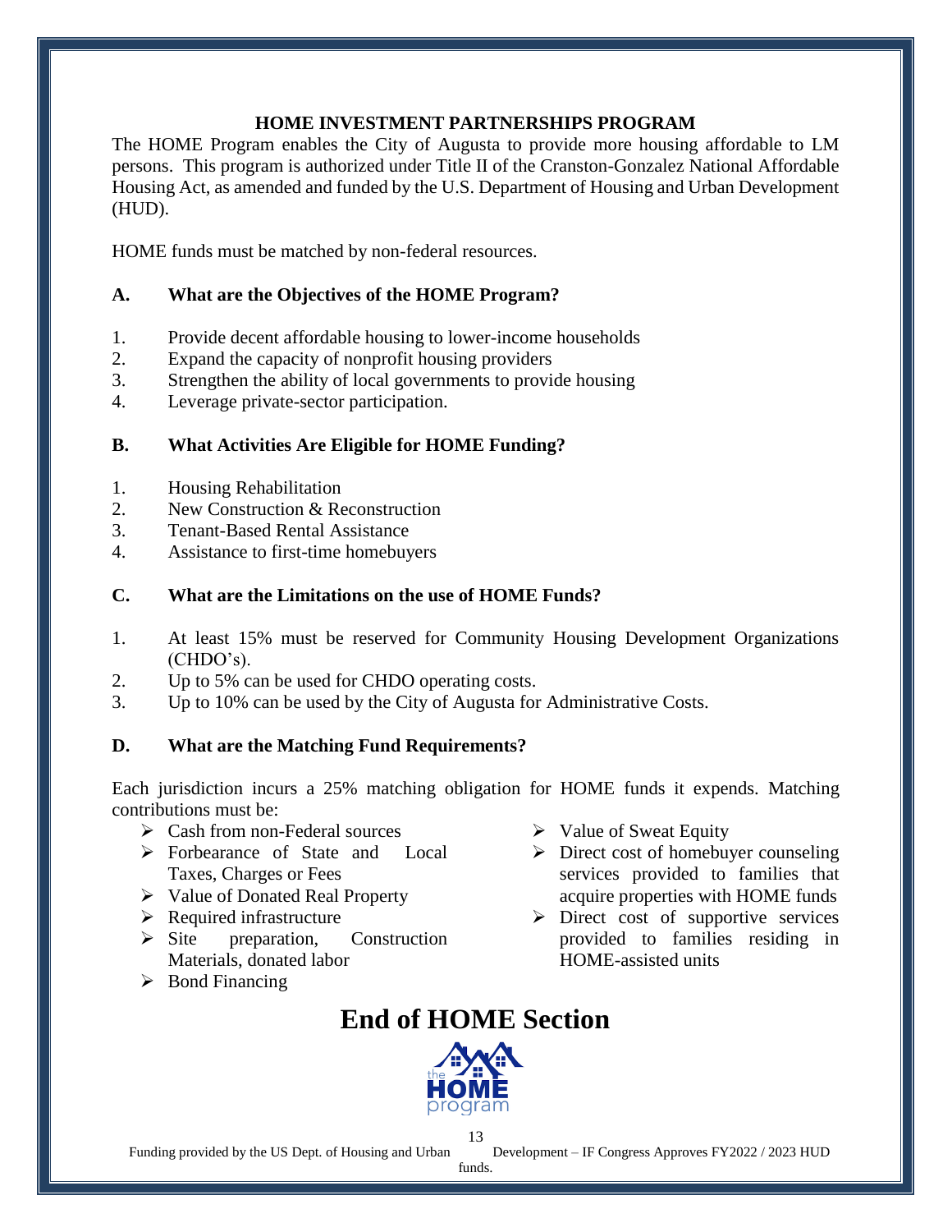## HOME INVESTMENT PARTNERSHIPS PROGRAM

The HOME Program enables the City of Augusta to provide more housing affordable to LM persons. This program is authorized under Title II of the Cranston-Gonzalez National Affordable Housing Act, as amended and funded by the U.S. Department of Housing and Urban Development (HUD).

HOME funds must be matched by non-federal resources.

### A. What are the Objectives of the HOME Program?

1. Provide decent affordable housing to lower-income households
2. Expand the capacity of nonprofit housing providers
3. Strengthen the ability of local governments to provide housing
4. Leverage private-sector participation.

### B. What Activities Are Eligible for HOME Funding?

1. Housing Rehabilitation
2. New Construction & Reconstruction
3. Tenant-Based Rental Assistance
4. Assistance to first-time homebuyers

### C. What are the Limitations on the use of HOME Funds?

1. At least 15% must be reserved for Community Housing Development Organizations (CHDO's).
2. Up to 5% can be used for CHDO operating costs.
3. Up to 10% can be used by the City of Augusta for Administrative Costs.

### D. What are the Matching Fund Requirements?

Each jurisdiction incurs a 25% matching obligation for HOME funds it expends. Matching contributions must be:

- Cash from non-Federal sources
- Forbearance of State and Local Taxes, Charges or Fees
- Value of Donated Real Property
- Required infrastructure
- Site preparation, Construction Materials, donated labor
- Bond Financing
- Value of Sweat Equity
- Direct cost of homebuyer counseling services provided to families that acquire properties with HOME funds
- Direct cost of supportive services provided to families residing in HOME-assisted units

# End of HOME Section

Funding provided by the US Dept. of Housing and Urban Development – IF Congress Approves FY2022 / 2023 HUD funds.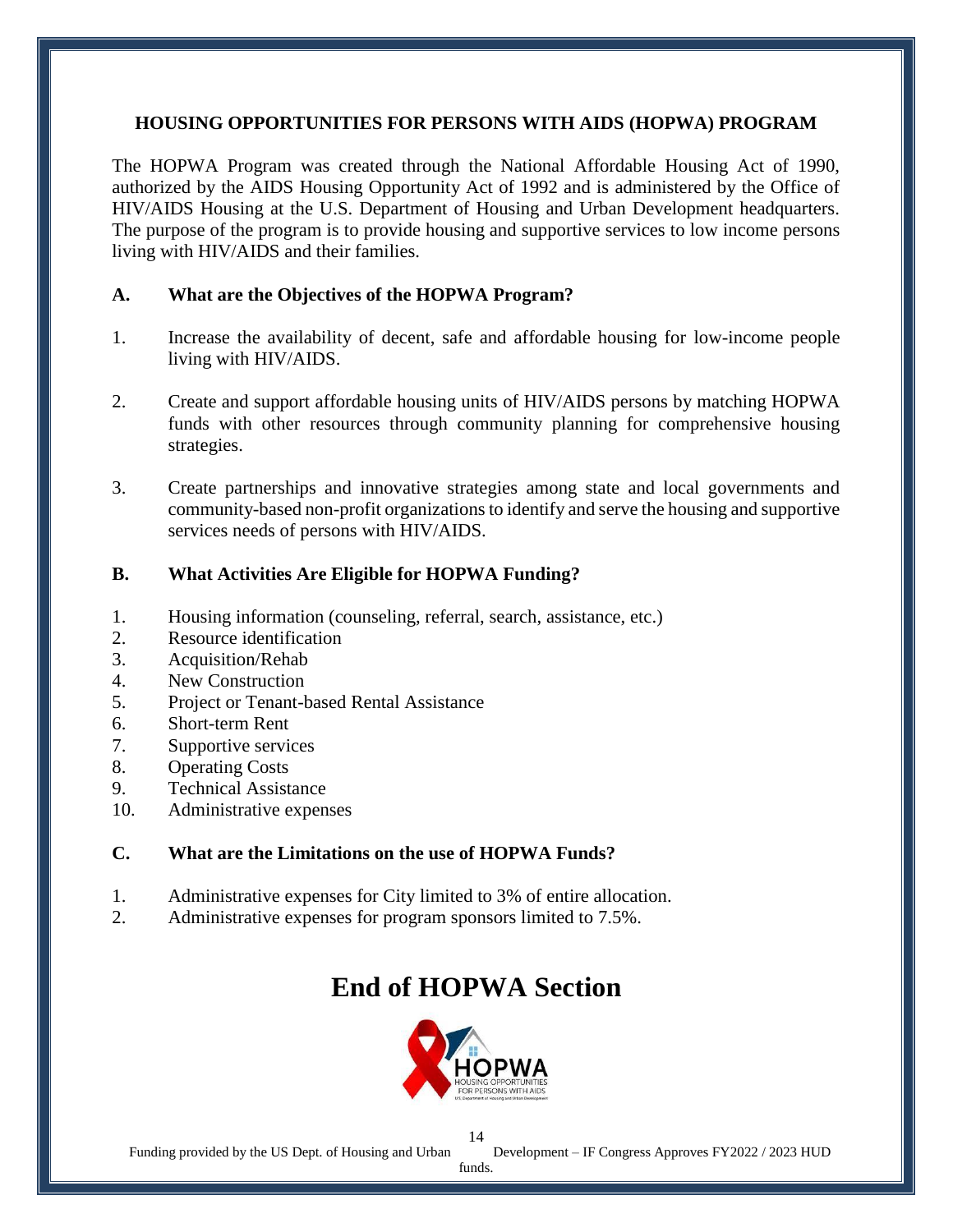## HOUSING OPPORTUNITIES FOR PERSONS WITH AIDS (HOPWA) PROGRAM

The HOPWA Program was created through the National Affordable Housing Act of 1990, authorized by the AIDS Housing Opportunity Act of 1992 and is administered by the Office of HIV/AIDS Housing at the U.S. Department of Housing and Urban Development headquarters. The purpose of the program is to provide housing and supportive services to low income persons living with HIV/AIDS and their families.

### A. What are the Objectives of the HOPWA Program?

1. Increase the availability of decent, safe and affordable housing for low-income people living with HIV/AIDS.

2. Create and support affordable housing units of HIV/AIDS persons by matching HOPWA funds with other resources through community planning for comprehensive housing strategies.

3. Create partnerships and innovative strategies among state and local governments and community-based non-profit organizations to identify and serve the housing and supportive services needs of persons with HIV/AIDS.

### B. What Activities Are Eligible for HOPWA Funding?

1. Housing information (counseling, referral, search, assistance, etc.)
2. Resource identification
3. Acquisition/Rehab
4. New Construction
5. Project or Tenant-based Rental Assistance
6. Short-term Rent
7. Supportive services
8. Operating Costs
9. Technical Assistance
10. Administrative expenses

### C. What are the Limitations on the use of HOPWA Funds?

1. Administrative expenses for City limited to 3% of entire allocation.
2. Administrative expenses for program sponsors limited to 7.5%.

# End of HOPWA Section

Funding provided by the US Dept. of Housing and Urban Development – IF Congress Approves FY2022 / 2023 HUD funds.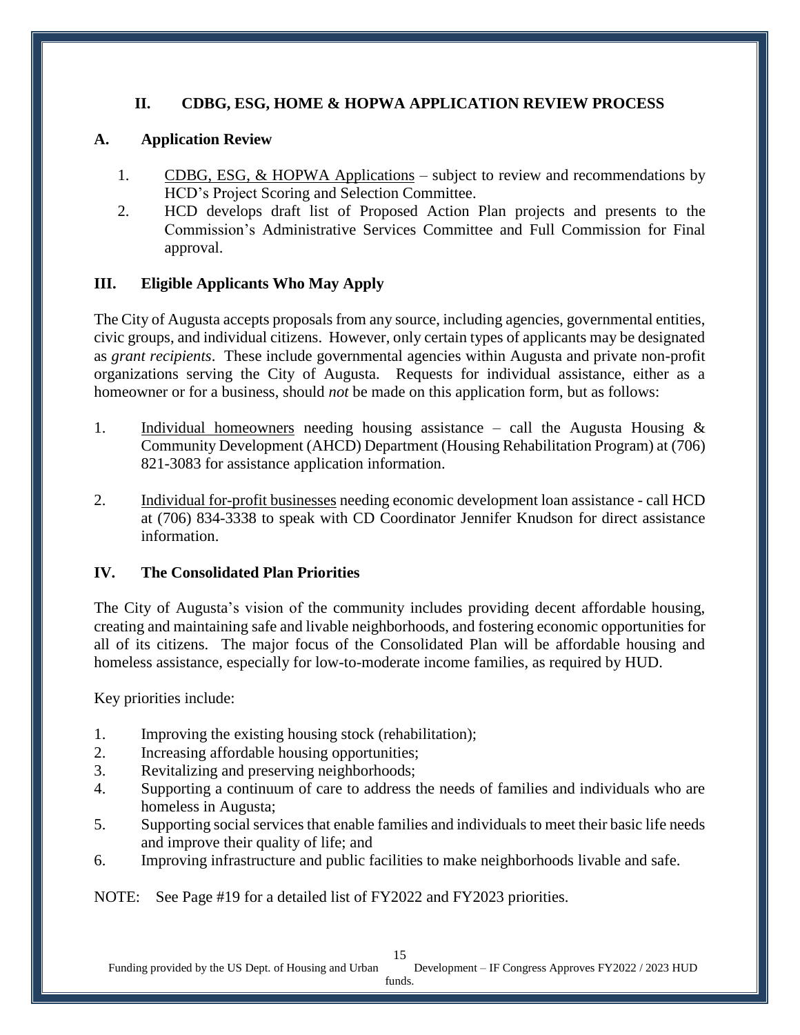## II. CDBG, ESG, HOME & HOPWA APPLICATION REVIEW PROCESS

### A. Application Review

1. CDBG, ESG, & HOPWA Applications – subject to review and recommendations by HCD's Project Scoring and Selection Committee.
2. HCD develops draft list of Proposed Action Plan projects and presents to the Commission's Administrative Services Committee and Full Commission for Final approval.

## III. Eligible Applicants Who May Apply

The City of Augusta accepts proposals from any source, including agencies, governmental entities, civic groups, and individual citizens. However, only certain types of applicants may be designated as *grant recipients*. These include governmental agencies within Augusta and private non-profit organizations serving the City of Augusta. Requests for individual assistance, either as a homeowner or for a business, should *not* be made on this application form, but as follows:

1. Individual homeowners needing housing assistance – call the Augusta Housing & Community Development (AHCD) Department (Housing Rehabilitation Program) at (706) 821-3083 for assistance application information.

2. Individual for-profit businesses needing economic development loan assistance - call HCD at (706) 834-3338 to speak with CD Coordinator Jennifer Knudson for direct assistance information.

## IV. The Consolidated Plan Priorities

The City of Augusta's vision of the community includes providing decent affordable housing, creating and maintaining safe and livable neighborhoods, and fostering economic opportunities for all of its citizens. The major focus of the Consolidated Plan will be affordable housing and homeless assistance, especially for low-to-moderate income families, as required by HUD.

Key priorities include:

1. Improving the existing housing stock (rehabilitation);
2. Increasing affordable housing opportunities;
3. Revitalizing and preserving neighborhoods;
4. Supporting a continuum of care to address the needs of families and individuals who are homeless in Augusta;
5. Supporting social services that enable families and individuals to meet their basic life needs and improve their quality of life; and
6. Improving infrastructure and public facilities to make neighborhoods livable and safe.

NOTE: See Page #19 for a detailed list of FY2022 and FY2023 priorities.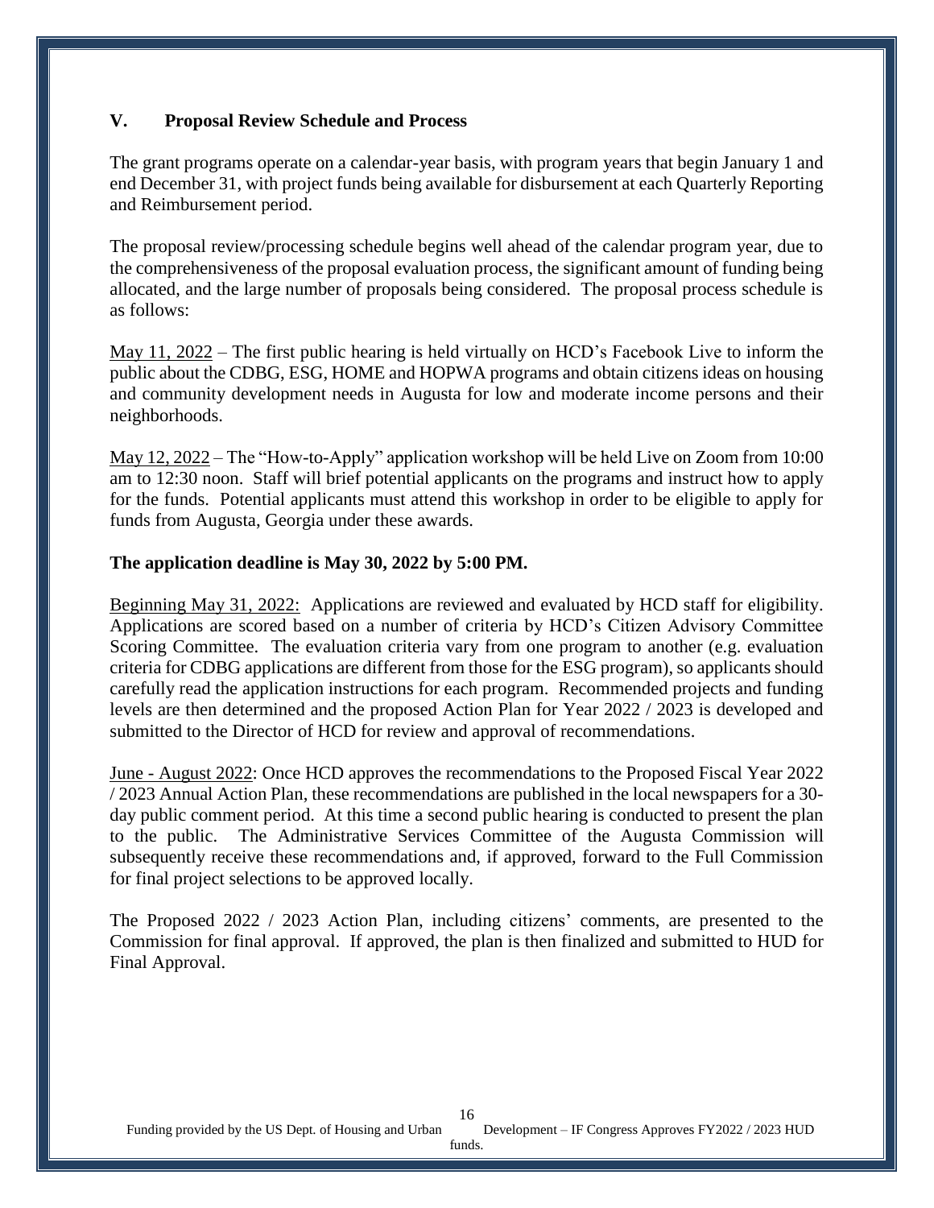## V. Proposal Review Schedule and Process

The grant programs operate on a calendar-year basis, with program years that begin January 1 and end December 31, with project funds being available for disbursement at each Quarterly Reporting and Reimbursement period.

The proposal review/processing schedule begins well ahead of the calendar program year, due to the comprehensiveness of the proposal evaluation process, the significant amount of funding being allocated, and the large number of proposals being considered. The proposal process schedule is as follows:

May 11, 2022 – The first public hearing is held virtually on HCD's Facebook Live to inform the public about the CDBG, ESG, HOME and HOPWA programs and obtain citizens ideas on housing and community development needs in Augusta for low and moderate income persons and their neighborhoods.

May 12, 2022 – The "How-to-Apply" application workshop will be held Live on Zoom from 10:00 am to 12:30 noon. Staff will brief potential applicants on the programs and instruct how to apply for the funds. Potential applicants must attend this workshop in order to be eligible to apply for funds from Augusta, Georgia under these awards.

**The application deadline is May 30, 2022 by 5:00 PM.**

Beginning May 31, 2022: Applications are reviewed and evaluated by HCD staff for eligibility. Applications are scored based on a number of criteria by HCD's Citizen Advisory Committee Scoring Committee. The evaluation criteria vary from one program to another (e.g. evaluation criteria for CDBG applications are different from those for the ESG program), so applicants should carefully read the application instructions for each program. Recommended projects and funding levels are then determined and the proposed Action Plan for Year 2022 / 2023 is developed and submitted to the Director of HCD for review and approval of recommendations.

June - August 2022: Once HCD approves the recommendations to the Proposed Fiscal Year 2022 / 2023 Annual Action Plan, these recommendations are published in the local newspapers for a 30-day public comment period. At this time a second public hearing is conducted to present the plan to the public. The Administrative Services Committee of the Augusta Commission will subsequently receive these recommendations and, if approved, forward to the Full Commission for final project selections to be approved locally.

The Proposed 2022 / 2023 Action Plan, including citizens' comments, are presented to the Commission for final approval. If approved, the plan is then finalized and submitted to HUD for Final Approval.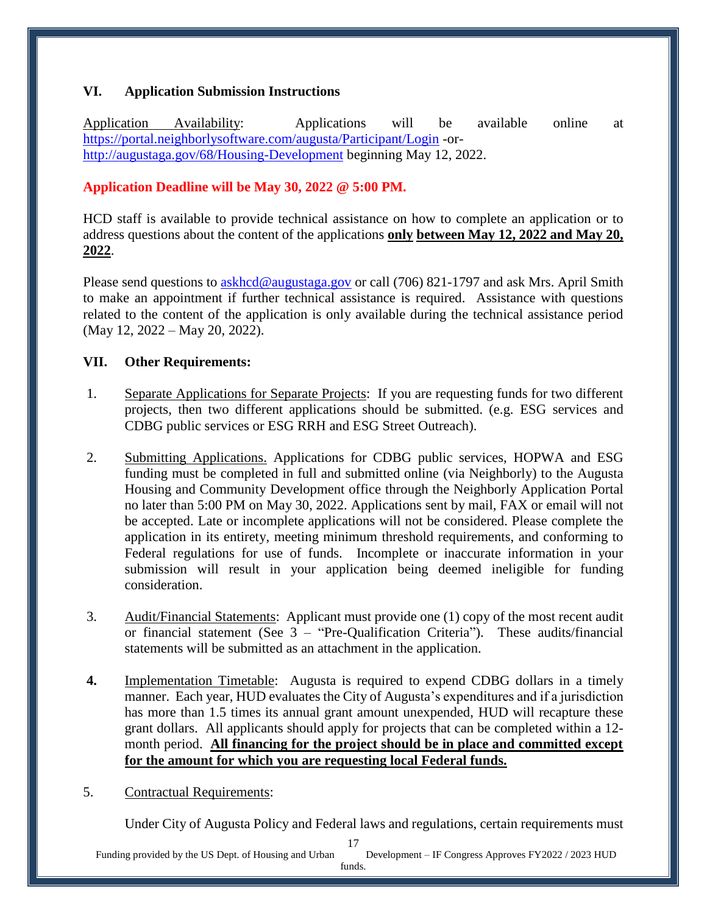## VI. Application Submission Instructions

Application Availability: Applications will be available online at https://portal.neighborlysoftware.com/augusta/Participant/Login -or- http://augustaga.gov/68/Housing-Development beginning May 12, 2022.

**Application Deadline will be May 30, 2022 @ 5:00 PM.**

HCD staff is available to provide technical assistance on how to complete an application or to address questions about the content of the applications **only between May 12, 2022 and May 20, 2022**.

Please send questions to askhcd@augustaga.gov or call (706) 821-1797 and ask Mrs. April Smith to make an appointment if further technical assistance is required. Assistance with questions related to the content of the application is only available during the technical assistance period (May 12, 2022 – May 20, 2022).

## VII. Other Requirements:

1. Separate Applications for Separate Projects: If you are requesting funds for two different projects, then two different applications should be submitted. (e.g. ESG services and CDBG public services or ESG RRH and ESG Street Outreach).

2. Submitting Applications. Applications for CDBG public services, HOPWA and ESG funding must be completed in full and submitted online (via Neighborly) to the Augusta Housing and Community Development office through the Neighborly Application Portal no later than 5:00 PM on May 30, 2022. Applications sent by mail, FAX or email will not be accepted. Late or incomplete applications will not be considered. Please complete the application in its entirety, meeting minimum threshold requirements, and conforming to Federal regulations for use of funds. Incomplete or inaccurate information in your submission will result in your application being deemed ineligible for funding consideration.

3. Audit/Financial Statements: Applicant must provide one (1) copy of the most recent audit or financial statement (See 3 – "Pre-Qualification Criteria"). These audits/financial statements will be submitted as an attachment in the application.

4. Implementation Timetable: Augusta is required to expend CDBG dollars in a timely manner. Each year, HUD evaluates the City of Augusta's expenditures and if a jurisdiction has more than 1.5 times its annual grant amount unexpended, HUD will recapture these grant dollars. All applicants should apply for projects that can be completed within a 12-month period. **All financing for the project should be in place and committed except for the amount for which you are requesting local Federal funds.**

5. Contractual Requirements:

   Under City of Augusta Policy and Federal laws and regulations, certain requirements must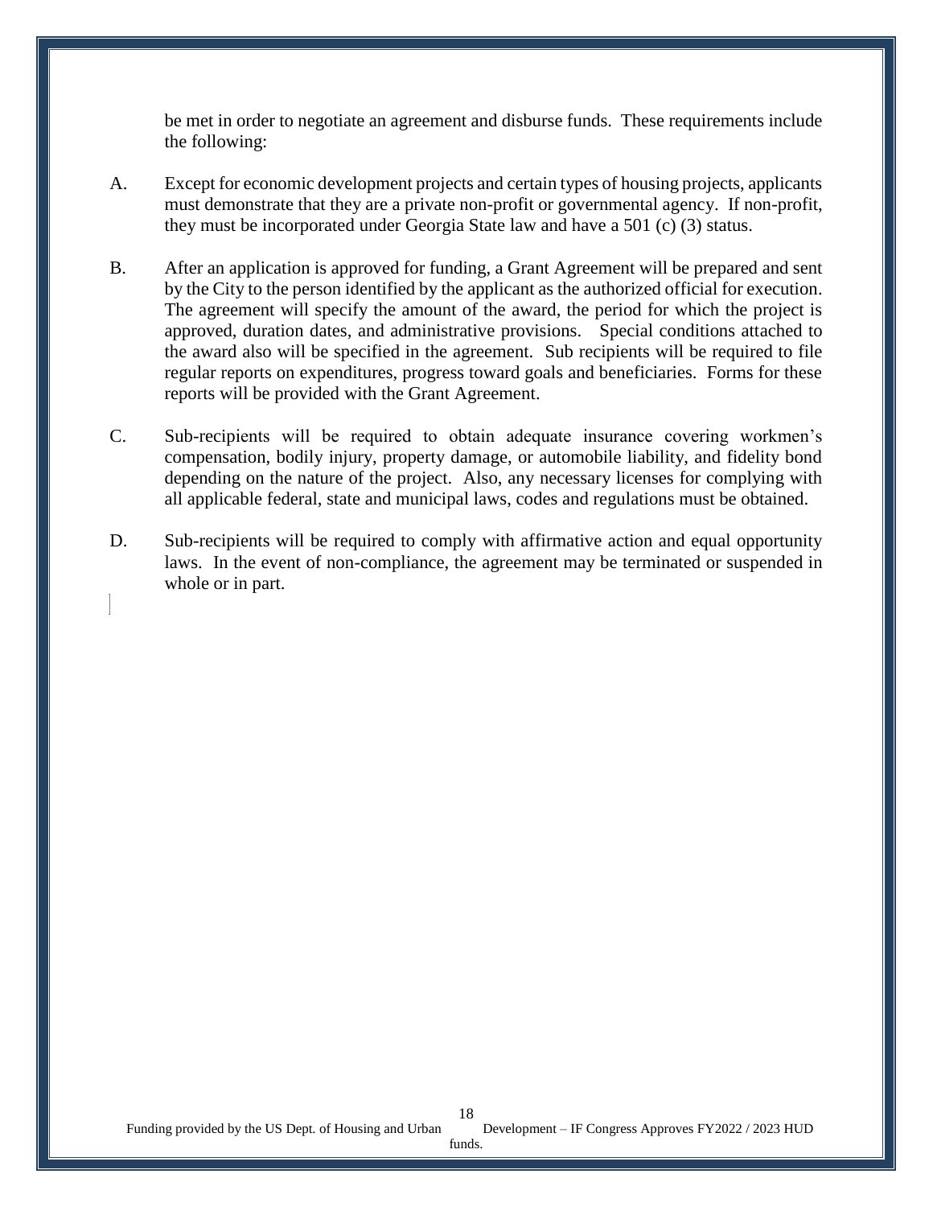be met in order to negotiate an agreement and disburse funds. These requirements include the following:

A. Except for economic development projects and certain types of housing projects, applicants must demonstrate that they are a private non-profit or governmental agency. If non-profit, they must be incorporated under Georgia State law and have a 501 (c) (3) status.

B. After an application is approved for funding, a Grant Agreement will be prepared and sent by the City to the person identified by the applicant as the authorized official for execution. The agreement will specify the amount of the award, the period for which the project is approved, duration dates, and administrative provisions. Special conditions attached to the award also will be specified in the agreement. Sub recipients will be required to file regular reports on expenditures, progress toward goals and beneficiaries. Forms for these reports will be provided with the Grant Agreement.

C. Sub-recipients will be required to obtain adequate insurance covering workmen's compensation, bodily injury, property damage, or automobile liability, and fidelity bond depending on the nature of the project. Also, any necessary licenses for complying with all applicable federal, state and municipal laws, codes and regulations must be obtained.

D. Sub-recipients will be required to comply with affirmative action and equal opportunity laws. In the event of non-compliance, the agreement may be terminated or suspended in whole or in part.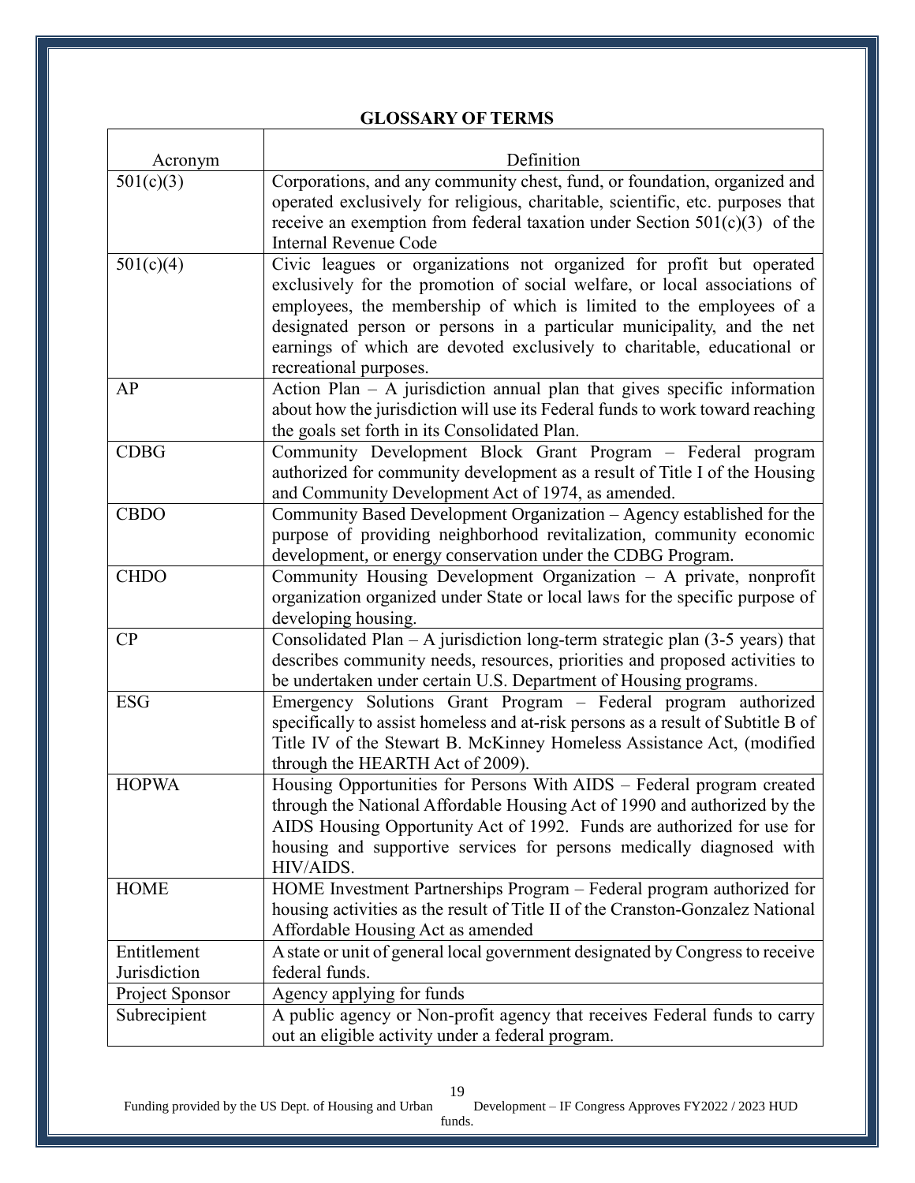## GLOSSARY OF TERMS

| Acronym | Definition |
| --- | --- |
| 501(c)(3) | Corporations, and any community chest, fund, or foundation, organized and operated exclusively for religious, charitable, scientific, etc. purposes that receive an exemption from federal taxation under Section 501(c)(3) of the Internal Revenue Code |
| 501(c)(4) | Civic leagues or organizations not organized for profit but operated exclusively for the promotion of social welfare, or local associations of employees, the membership of which is limited to the employees of a designated person or persons in a particular municipality, and the net earnings of which are devoted exclusively to charitable, educational or recreational purposes. |
| AP | Action Plan – A jurisdiction annual plan that gives specific information about how the jurisdiction will use its Federal funds to work toward reaching the goals set forth in its Consolidated Plan. |
| CDBG | Community Development Block Grant Program – Federal program authorized for community development as a result of Title I of the Housing and Community Development Act of 1974, as amended. |
| CBDO | Community Based Development Organization – Agency established for the purpose of providing neighborhood revitalization, community economic development, or energy conservation under the CDBG Program. |
| CHDO | Community Housing Development Organization – A private, nonprofit organization organized under State or local laws for the specific purpose of developing housing. |
| CP | Consolidated Plan – A jurisdiction long-term strategic plan (3-5 years) that describes community needs, resources, priorities and proposed activities to be undertaken under certain U.S. Department of Housing programs. |
| ESG | Emergency Solutions Grant Program – Federal program authorized specifically to assist homeless and at-risk persons as a result of Subtitle B of Title IV of the Stewart B. McKinney Homeless Assistance Act, (modified through the HEARTH Act of 2009). |
| HOPWA | Housing Opportunities for Persons With AIDS – Federal program created through the National Affordable Housing Act of 1990 and authorized by the AIDS Housing Opportunity Act of 1992. Funds are authorized for use for housing and supportive services for persons medically diagnosed with HIV/AIDS. |
| HOME | HOME Investment Partnerships Program – Federal program authorized for housing activities as the result of Title II of the Cranston-Gonzalez National Affordable Housing Act as amended |
| Entitlement Jurisdiction | A state or unit of general local government designated by Congress to receive federal funds. |
| Project Sponsor | Agency applying for funds |
| Subrecipient | A public agency or Non-profit agency that receives Federal funds to carry out an eligible activity under a federal program. |

Funding provided by the US Dept. of Housing and Urban Development – IF Congress Approves FY2022 / 2023 HUD funds.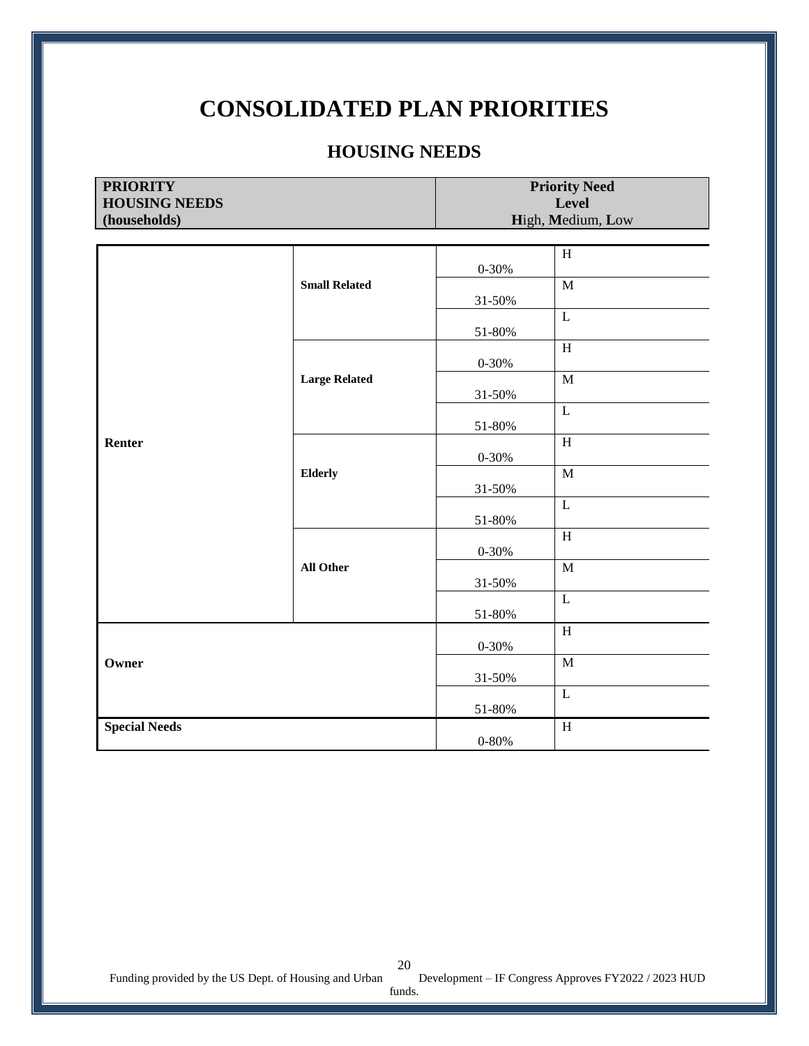# CONSOLIDATED PLAN PRIORITIES

## HOUSING NEEDS

| PRIORITY HOUSING NEEDS (households) | | | Priority Need Level High, Medium, Low |
|---|---|---|---|
| Renter | Small Related | 0-30% | H |
| | | 31-50% | M |
| | | 51-80% | L |
| | Large Related | 0-30% | H |
| | | 31-50% | M |
| | | 51-80% | L |
| | Elderly | 0-30% | H |
| | | 31-50% | M |
| | | 51-80% | L |
| | All Other | 0-30% | H |
| | | 31-50% | M |
| | | 51-80% | L |
| Owner | | 0-30% | H |
| | | 31-50% | M |
| | | 51-80% | L |
| Special Needs | | 0-80% | H |

Funding provided by the US Dept. of Housing and Urban Development – IF Congress Approves FY2022 / 2023 HUD funds.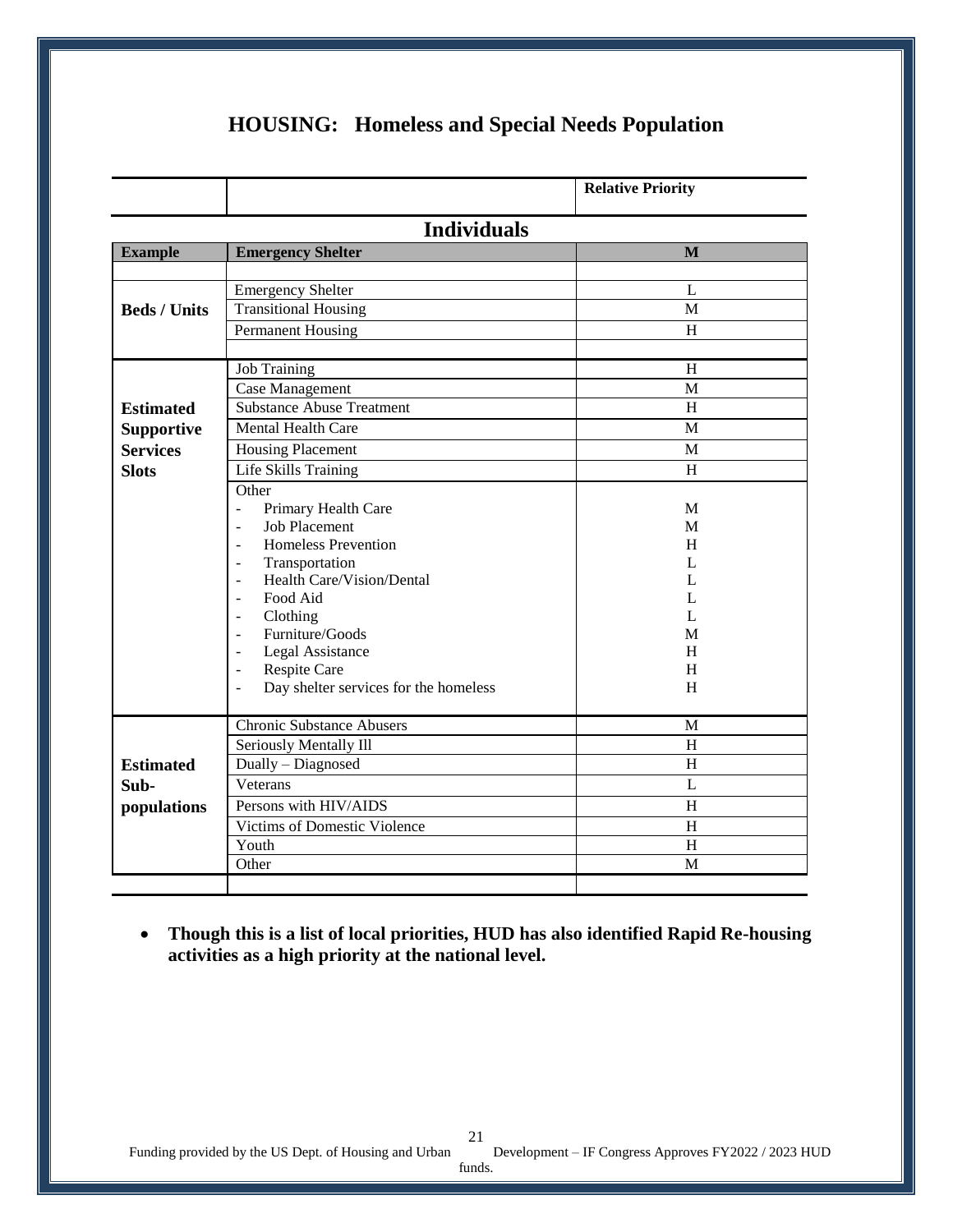# HOUSING: Homeless and Special Needs Population

| | | Relative Priority |
|---|---|---|
| | **Individuals** | |
| **Example** | **Emergency Shelter** | **M** |
| | | |
| **Beds / Units** | Emergency Shelter | L |
| | Transitional Housing | M |
| | Permanent Housing | H |
| | | |
| **Estimated Supportive Services Slots** | Job Training | H |
| | Case Management | M |
| | Substance Abuse Treatment | H |
| | Mental Health Care | M |
| | Housing Placement | M |
| | Life Skills Training | H |
| | Other | |
| | - Primary Health Care | M |
| | - Job Placement | M |
| | - Homeless Prevention | H |
| | - Transportation | L |
| | - Health Care/Vision/Dental | L |
| | - Food Aid | L |
| | - Clothing | L |
| | - Furniture/Goods | M |
| | - Legal Assistance | H |
| | - Respite Care | H |
| | - Day shelter services for the homeless | H |
| **Estimated Sub-populations** | Chronic Substance Abusers | M |
| | Seriously Mentally Ill | H |
| | Dually – Diagnosed | H |
| | Veterans | L |
| | Persons with HIV/AIDS | H |
| | Victims of Domestic Violence | H |
| | Youth | H |
| | Other | M |
| | | |

- **Though this is a list of local priorities, HUD has also identified Rapid Re-housing activities as a high priority at the national level.**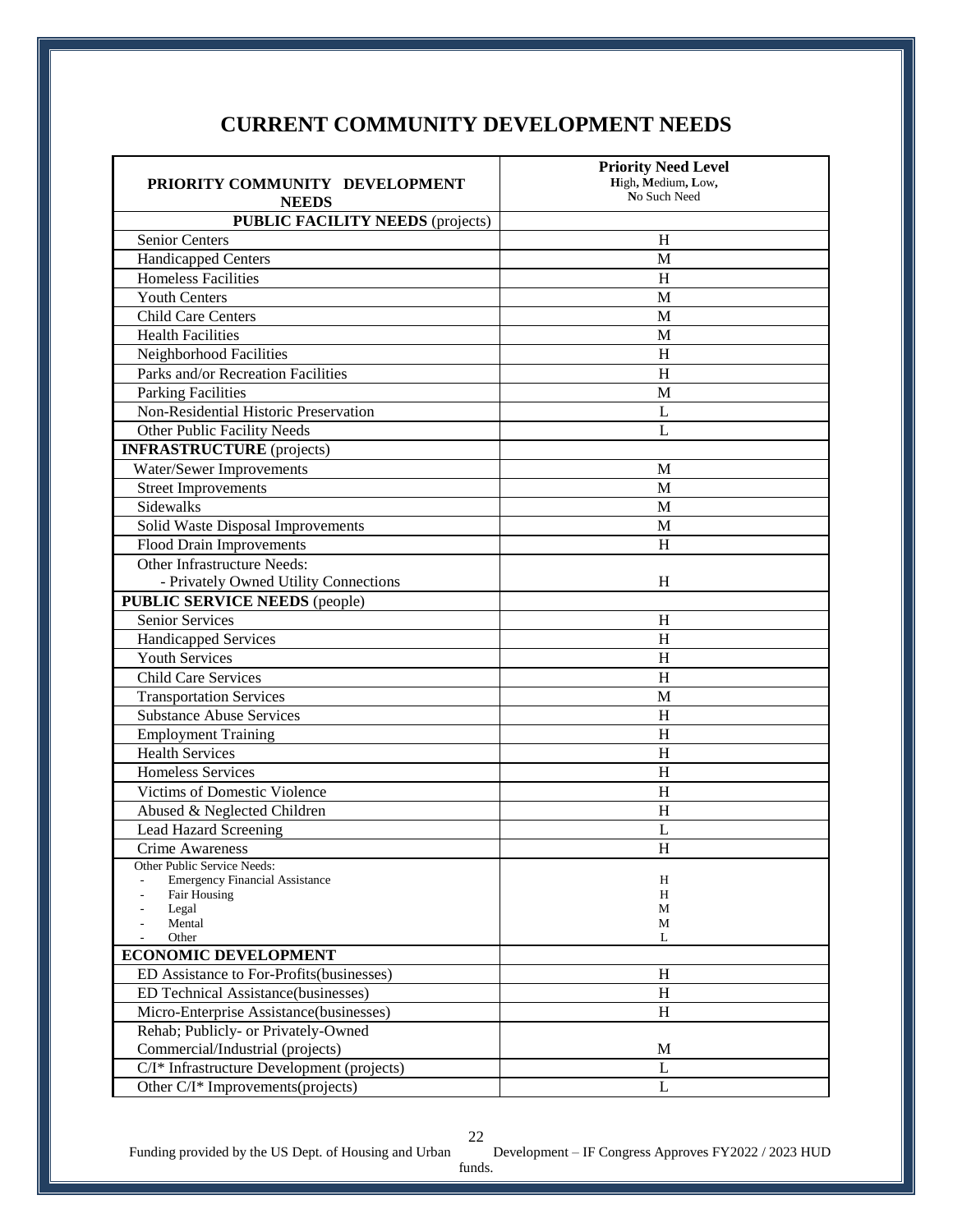# CURRENT COMMUNITY DEVELOPMENT NEEDS

| PRIORITY COMMUNITY DEVELOPMENT NEEDS | Priority Need Level High, Medium, Low, No Such Need |
|---|---|
| **PUBLIC FACILITY NEEDS** (projects) | |
| Senior Centers | H |
| Handicapped Centers | M |
| Homeless Facilities | H |
| Youth Centers | M |
| Child Care Centers | M |
| Health Facilities | M |
| Neighborhood Facilities | H |
| Parks and/or Recreation Facilities | H |
| Parking Facilities | M |
| Non-Residential Historic Preservation | L |
| Other Public Facility Needs | L |
| **INFRASTRUCTURE** (projects) | |
| Water/Sewer Improvements | M |
| Street Improvements | M |
| Sidewalks | M |
| Solid Waste Disposal Improvements | M |
| Flood Drain Improvements | H |
| Other Infrastructure Needs: - Privately Owned Utility Connections | H |
| **PUBLIC SERVICE NEEDS** (people) | |
| Senior Services | H |
| Handicapped Services | H |
| Youth Services | H |
| Child Care Services | H |
| Transportation Services | M |
| Substance Abuse Services | H |
| Employment Training | H |
| Health Services | H |
| Homeless Services | H |
| Victims of Domestic Violence | H |
| Abused & Neglected Children | H |
| Lead Hazard Screening | L |
| Crime Awareness | H |
| Other Public Service Needs: - Emergency Financial Assistance - Fair Housing - Legal - Mental - Other | H H M M L |
| **ECONOMIC DEVELOPMENT** | |
| ED Assistance to For-Profits(businesses) | H |
| ED Technical Assistance(businesses) | H |
| Micro-Enterprise Assistance(businesses) | H |
| Rehab; Publicly- or Privately-Owned Commercial/Industrial (projects) | M |
| C/I* Infrastructure Development (projects) | L |
| Other C/I* Improvements(projects) | L |

Funding provided by the US Dept. of Housing and Urban Development – IF Congress Approves FY2022 / 2023 HUD funds.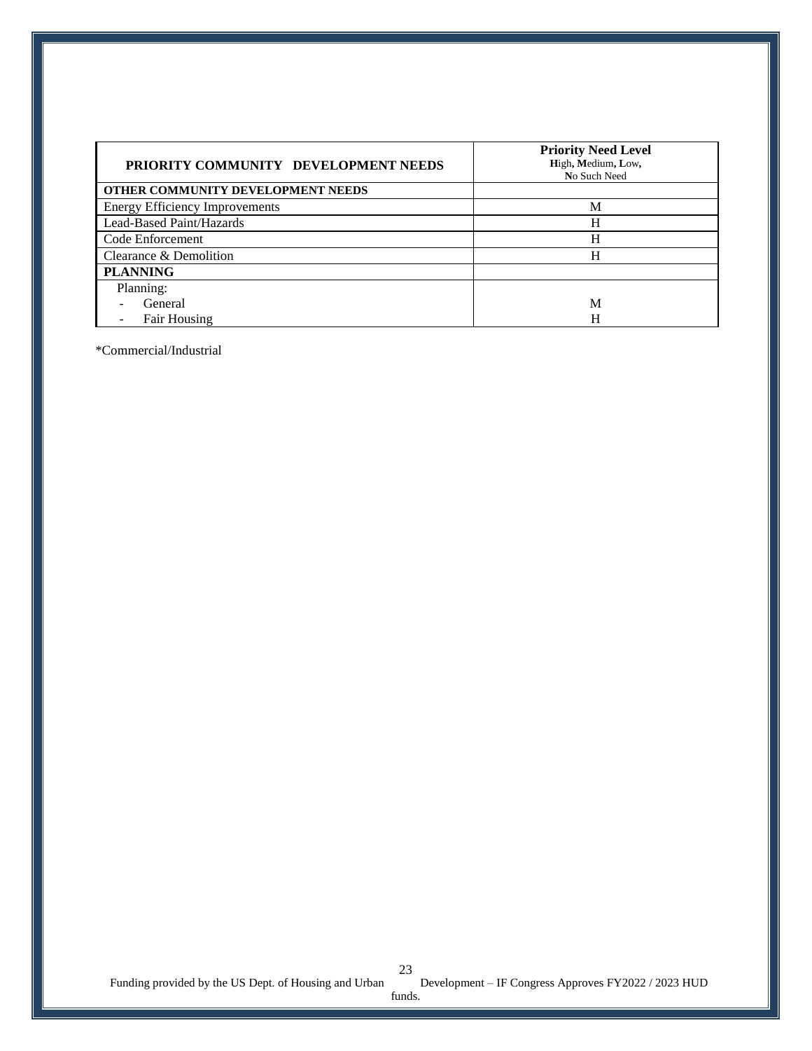| PRIORITY COMMUNITY DEVELOPMENT NEEDS | Priority Need Level<br>**H**igh, **M**edium, **L**ow,<br>**N**o Such Need |
|---|---|
| **OTHER COMMUNITY DEVELOPMENT NEEDS** | |
| Energy Efficiency Improvements | M |
| Lead-Based Paint/Hazards | H |
| Code Enforcement | H |
| Clearance & Demolition | H |
| **PLANNING** | |
| Planning:<br>- General<br>- Fair Housing | <br>M<br>H |

*Commercial/Industrial

Funding provided by the US Dept. of Housing and Urban Development – IF Congress Approves FY2022 / 2023 HUD funds.